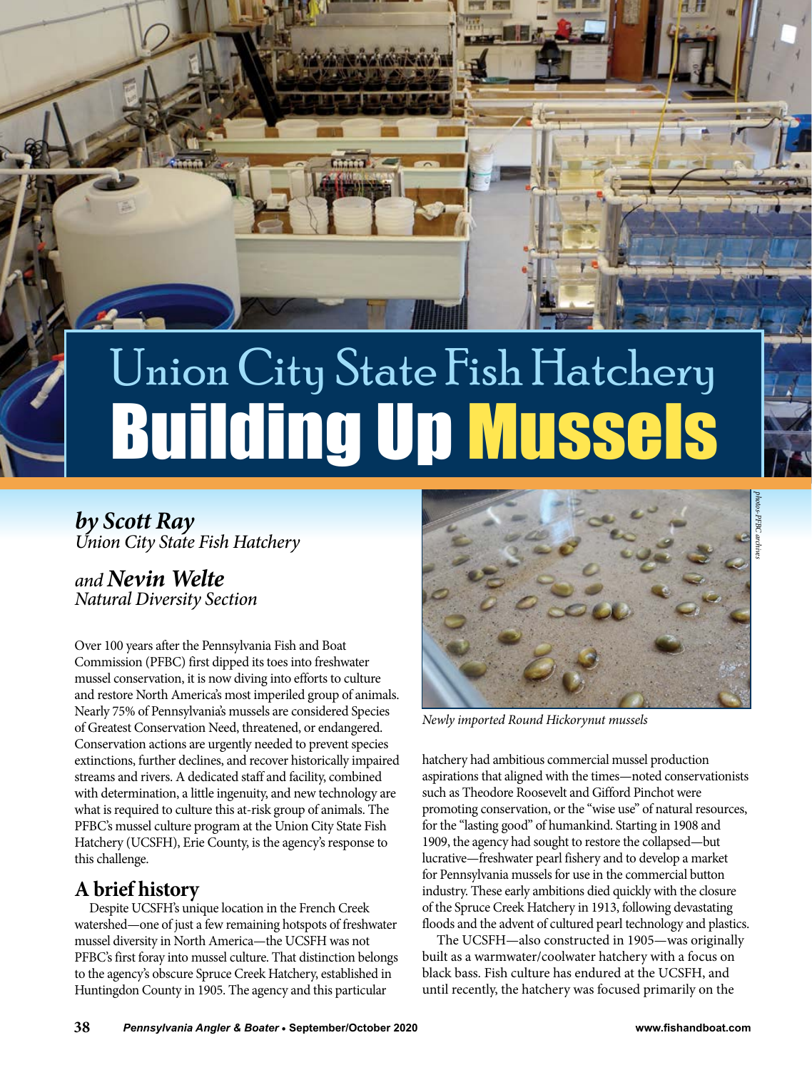# Union City State Fish Hatchery
# Building Up Mussels

***by Scott Ray***
*Union City State Fish Hatchery*

*and* ***Nevin Welte***
*Natural Diversity Section*

Over 100 years after the Pennsylvania Fish and Boat Commission (PFBC) first dipped its toes into freshwater mussel conservation, it is now diving into efforts to culture and restore North America's most imperiled group of animals. Nearly 75% of Pennsylvania's mussels are considered Species of Greatest Conservation Need, threatened, or endangered. Conservation actions are urgently needed to prevent species extinctions, further declines, and recover historically impaired streams and rivers. A dedicated staff and facility, combined with determination, a little ingenuity, and new technology are what is required to culture this at-risk group of animals. The PFBC's mussel culture program at the Union City State Fish Hatchery (UCSFH), Erie County, is the agency's response to this challenge.

*photos-PFBC archives*

*Newly imported Round Hickorynut mussels*

## A brief history

Despite UCSFH's unique location in the French Creek watershed—one of just a few remaining hotspots of freshwater mussel diversity in North America—the UCSFH was not PFBC's first foray into mussel culture. That distinction belongs to the agency's obscure Spruce Creek Hatchery, established in Huntingdon County in 1905. The agency and this particular hatchery had ambitious commercial mussel production aspirations that aligned with the times—noted conservationists such as Theodore Roosevelt and Gifford Pinchot were promoting conservation, or the "wise use" of natural resources, for the "lasting good" of humankind. Starting in 1908 and 1909, the agency had sought to restore the collapsed—but lucrative—freshwater pearl fishery and to develop a market for Pennsylvania mussels for use in the commercial button industry. These early ambitions died quickly with the closure of the Spruce Creek Hatchery in 1913, following devastating floods and the advent of cultured pearl technology and plastics.

The UCSFH—also constructed in 1905—was originally built as a warmwater/coolwater hatchery with a focus on black bass. Fish culture has endured at the UCSFH, and until recently, the hatchery was focused primarily on the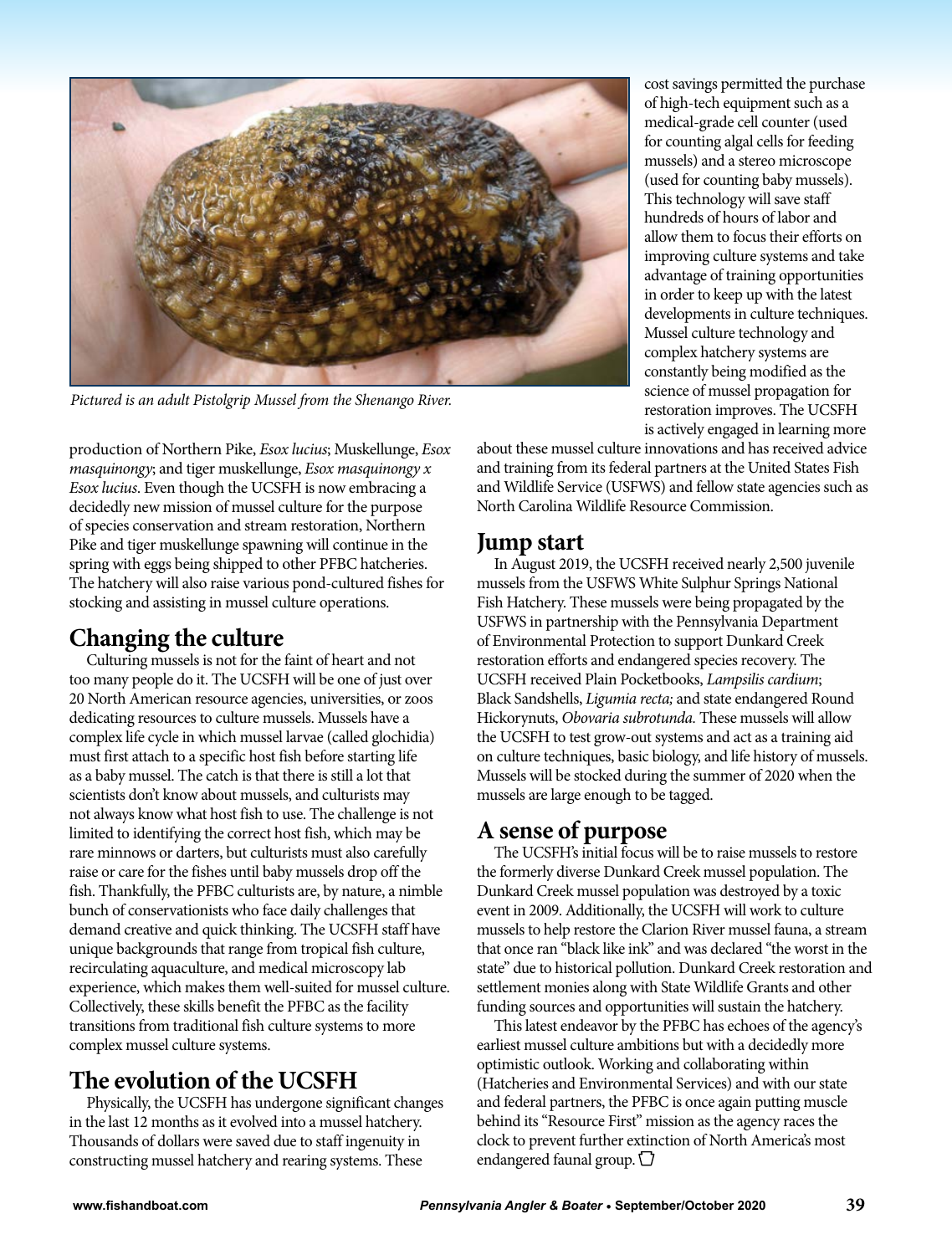Pictured is an adult Pistolgrip Mussel from the Shenango River.

production of Northern Pike, *Esox lucius*; Muskellunge, *Esox masquinongy*; and tiger muskellunge, *Esox masquinongy x Esox lucius*. Even though the UCSFH is now embracing a decidedly new mission of mussel culture for the purpose of species conservation and stream restoration, Northern Pike and tiger muskellunge spawning will continue in the spring with eggs being shipped to other PFBC hatcheries. The hatchery will also raise various pond-cultured fishes for stocking and assisting in mussel culture operations.

## Changing the culture

Culturing mussels is not for the faint of heart and not too many people do it. The UCSFH will be one of just over 20 North American resource agencies, universities, or zoos dedicating resources to culture mussels. Mussels have a complex life cycle in which mussel larvae (called glochidia) must first attach to a specific host fish before starting life as a baby mussel. The catch is that there is still a lot that scientists don't know about mussels, and culturists may not always know what host fish to use. The challenge is not limited to identifying the correct host fish, which may be rare minnows or darters, but culturists must also carefully raise or care for the fishes until baby mussels drop off the fish. Thankfully, the PFBC culturists are, by nature, a nimble bunch of conservationists who face daily challenges that demand creative and quick thinking. The UCSFH staff have unique backgrounds that range from tropical fish culture, recirculating aquaculture, and medical microscopy lab experience, which makes them well-suited for mussel culture. Collectively, these skills benefit the PFBC as the facility transitions from traditional fish culture systems to more complex mussel culture systems.

## The evolution of the UCSFH

Physically, the UCSFH has undergone significant changes in the last 12 months as it evolved into a mussel hatchery. Thousands of dollars were saved due to staff ingenuity in constructing mussel hatchery and rearing systems. These cost savings permitted the purchase of high-tech equipment such as a medical-grade cell counter (used for counting algal cells for feeding mussels) and a stereo microscope (used for counting baby mussels). This technology will save staff hundreds of hours of labor and allow them to focus their efforts on improving culture systems and take advantage of training opportunities in order to keep up with the latest developments in culture techniques. Mussel culture technology and complex hatchery systems are constantly being modified as the science of mussel propagation for restoration improves. The UCSFH is actively engaged in learning more about these mussel culture innovations and has received advice and training from its federal partners at the United States Fish and Wildlife Service (USFWS) and fellow state agencies such as North Carolina Wildlife Resource Commission.

## Jump start

In August 2019, the UCSFH received nearly 2,500 juvenile mussels from the USFWS White Sulphur Springs National Fish Hatchery. These mussels were being propagated by the USFWS in partnership with the Pennsylvania Department of Environmental Protection to support Dunkard Creek restoration efforts and endangered species recovery. The UCSFH received Plain Pocketbooks, *Lampsilis cardium*; Black Sandshells, *Ligumia recta;* and state endangered Round Hickorynuts, *Obovaria subrotunda.* These mussels will allow the UCSFH to test grow-out systems and act as a training aid on culture techniques, basic biology, and life history of mussels. Mussels will be stocked during the summer of 2020 when the mussels are large enough to be tagged.

## A sense of purpose

The UCSFH's initial focus will be to raise mussels to restore the formerly diverse Dunkard Creek mussel population. The Dunkard Creek mussel population was destroyed by a toxic event in 2009. Additionally, the UCSFH will work to culture mussels to help restore the Clarion River mussel fauna, a stream that once ran "black like ink" and was declared "the worst in the state" due to historical pollution. Dunkard Creek restoration and settlement monies along with State Wildlife Grants and other funding sources and opportunities will sustain the hatchery.

This latest endeavor by the PFBC has echoes of the agency's earliest mussel culture ambitions but with a decidedly more optimistic outlook. Working and collaborating within (Hatcheries and Environmental Services) and with our state and federal partners, the PFBC is once again putting muscle behind its "Resource First" mission as the agency races the clock to prevent further extinction of North America's most endangered faunal group.